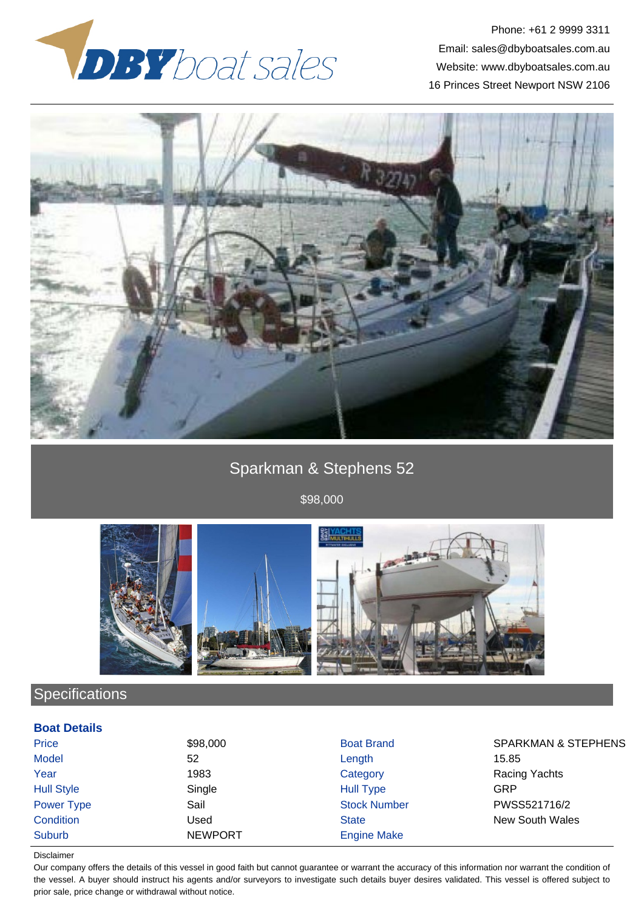DBY boat sales

Phone: +61 2 9999 3311
Email: sales@dbyboatsales.com.au
Website: www.dbyboatsales.com.au
16 Princes Street Newport NSW 2106

# Sparkman & Stephens 52

$98,000

## Specifications

### Boat Details

| | | | |
|---|---|---|---|
| Price | $98,000 | Boat Brand | SPARKMAN & STEPHENS |
| Model | 52 | Length | 15.85 |
| Year | 1983 | Category | Racing Yachts |
| Hull Style | Single | Hull Type | GRP |
| Power Type | Sail | Stock Number | PWSS521716/2 |
| Condition | Used | State | New South Wales |
| Suburb | NEWPORT | Engine Make | |

Disclaimer

Our company offers the details of this vessel in good faith but cannot guarantee or warrant the accuracy of this information nor warrant the condition of the vessel. A buyer should instruct his agents and/or surveyors to investigate such details buyer desires validated. This vessel is offered subject to prior sale, price change or withdrawal without notice.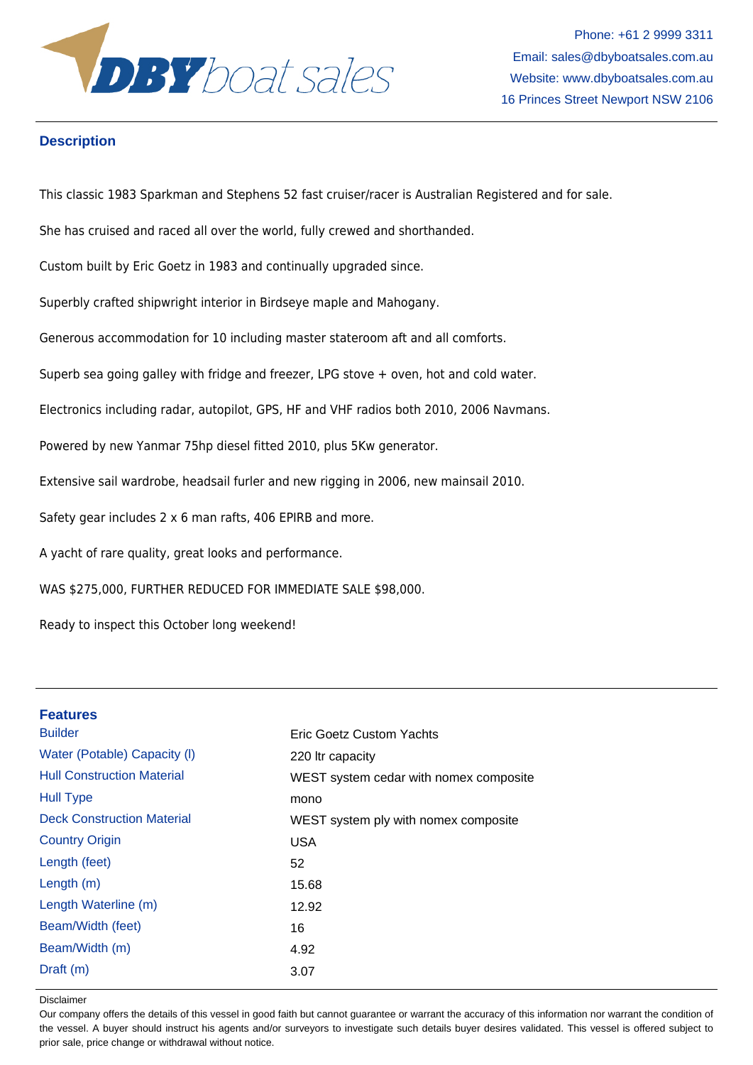## Description

This classic 1983 Sparkman and Stephens 52 fast cruiser/racer is Australian Registered and for sale.

She has cruised and raced all over the world, fully crewed and shorthanded.

Custom built by Eric Goetz in 1983 and continually upgraded since.

Superbly crafted shipwright interior in Birdseye maple and Mahogany.

Generous accommodation for 10 including master stateroom aft and all comforts.

Superb sea going galley with fridge and freezer, LPG stove + oven, hot and cold water.

Electronics including radar, autopilot, GPS, HF and VHF radios both 2010, 2006 Navmans.

Powered by new Yanmar 75hp diesel fitted 2010, plus 5Kw generator.

Extensive sail wardrobe, headsail furler and new rigging in 2006, new mainsail 2010.

Safety gear includes 2 x 6 man rafts, 406 EPIRB and more.

A yacht of rare quality, great looks and performance.

WAS $275,000, FURTHER REDUCED FOR IMMEDIATE SALE $98,000.

Ready to inspect this October long weekend!

## Features

| | |
|---|---|
| Builder | Eric Goetz Custom Yachts |
| Water (Potable) Capacity (l) | 220 ltr capacity |
| Hull Construction Material | WEST system cedar with nomex composite |
| Hull Type | mono |
| Deck Construction Material | WEST system ply with nomex composite |
| Country Origin | USA |
| Length (feet) | 52 |
| Length (m) | 15.68 |
| Length Waterline (m) | 12.92 |
| Beam/Width (feet) | 16 |
| Beam/Width (m) | 4.92 |
| Draft (m) | 3.07 |

Disclaimer

Our company offers the details of this vessel in good faith but cannot guarantee or warrant the accuracy of this information nor warrant the condition of the vessel. A buyer should instruct his agents and/or surveyors to investigate such details buyer desires validated. This vessel is offered subject to prior sale, price change or withdrawal without notice.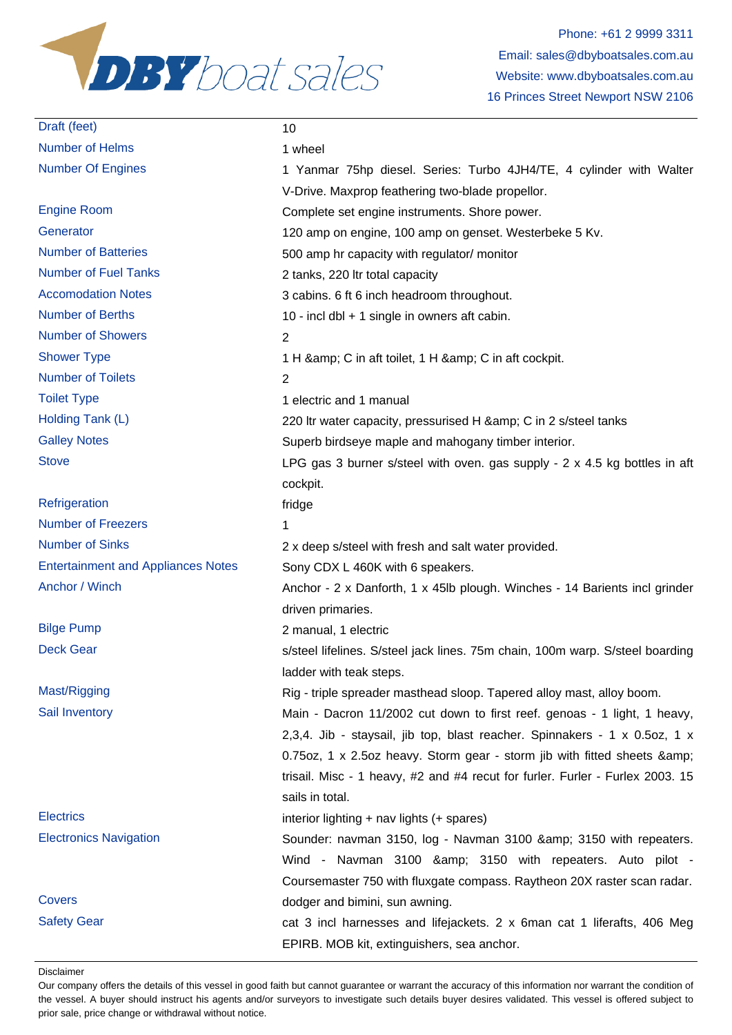| | |
|---|---|
| Draft (feet) | 10 |
| Number of Helms | 1 wheel |
| Number Of Engines | 1 Yanmar 75hp diesel. Series: Turbo 4JH4/TE, 4 cylinder with Walter V-Drive. Maxprop feathering two-blade propellor. |
| Engine Room | Complete set engine instruments. Shore power. |
| Generator | 120 amp on engine, 100 amp on genset. Westerbeke 5 Kv. |
| Number of Batteries | 500 amp hr capacity with regulator/ monitor |
| Number of Fuel Tanks | 2 tanks, 220 ltr total capacity |
| Accomodation Notes | 3 cabins. 6 ft 6 inch headroom throughout. |
| Number of Berths | 10 - incl dbl + 1 single in owners aft cabin. |
| Number of Showers | 2 |
| Shower Type | 1 H &amp; C in aft toilet, 1 H &amp; C in aft cockpit. |
| Number of Toilets | 2 |
| Toilet Type | 1 electric and 1 manual |
| Holding Tank (L) | 220 ltr water capacity, pressurised H &amp; C in 2 s/steel tanks |
| Galley Notes | Superb birdseye maple and mahogany timber interior. |
| Stove | LPG gas 3 burner s/steel with oven. gas supply - 2 x 4.5 kg bottles in aft cockpit. |
| Refrigeration | fridge |
| Number of Freezers | 1 |
| Number of Sinks | 2 x deep s/steel with fresh and salt water provided. |
| Entertainment and Appliances Notes | Sony CDX L 460K with 6 speakers. |
| Anchor / Winch | Anchor - 2 x Danforth, 1 x 45lb plough. Winches - 14 Barients incl grinder driven primaries. |
| Bilge Pump | 2 manual, 1 electric |
| Deck Gear | s/steel lifelines. S/steel jack lines. 75m chain, 100m warp. S/steel boarding ladder with teak steps. |
| Mast/Rigging | Rig - triple spreader masthead sloop. Tapered alloy mast, alloy boom. |
| Sail Inventory | Main - Dacron 11/2002 cut down to first reef. genoas - 1 light, 1 heavy, 2,3,4. Jib - staysail, jib top, blast reacher. Spinnakers - 1 x 0.5oz, 1 x 0.75oz, 1 x 2.5oz heavy. Storm gear - storm jib with fitted sheets &amp; trisail. Misc - 1 heavy, #2 and #4 recut for furler. Furler - Furlex 2003. 15 sails in total. |
| Electrics | interior lighting + nav lights (+ spares) |
| Electronics Navigation | Sounder: navman 3150, log - Navman 3100 &amp; 3150 with repeaters. Wind - Navman 3100 &amp; 3150 with repeaters. Auto pilot - Coursemaster 750 with fluxgate compass. Raytheon 20X raster scan radar. |
| Covers | dodger and bimini, sun awning. |
| Safety Gear | cat 3 incl harnesses and lifejackets. 2 x 6man cat 1 liferafts, 406 Meg EPIRB. MOB kit, extinguishers, sea anchor. |

Disclaimer

Our company offers the details of this vessel in good faith but cannot guarantee or warrant the accuracy of this information nor warrant the condition of the vessel. A buyer should instruct his agents and/or surveyors to investigate such details buyer desires validated. This vessel is offered subject to prior sale, price change or withdrawal without notice.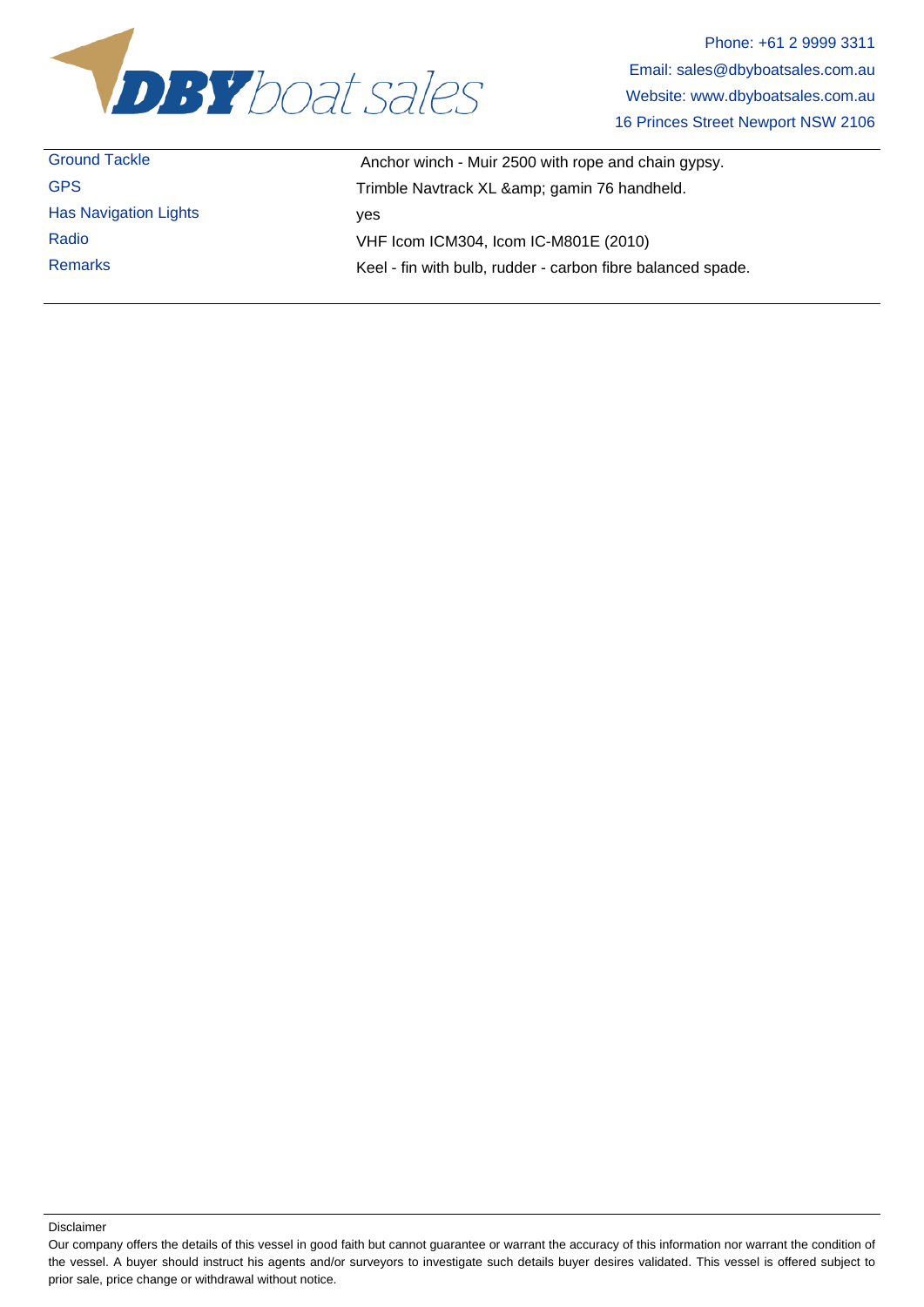| | |
|---|---|
| Ground Tackle | Anchor winch - Muir 2500 with rope and chain gypsy. |
| GPS | Trimble Navtrack XL &amp; gamin 76 handheld. |
| Has Navigation Lights | yes |
| Radio | VHF Icom ICM304, Icom IC-M801E (2010) |
| Remarks | Keel - fin with bulb, rudder - carbon fibre balanced spade. |

Disclaimer

Our company offers the details of this vessel in good faith but cannot guarantee or warrant the accuracy of this information nor warrant the condition of the vessel. A buyer should instruct his agents and/or surveyors to investigate such details buyer desires validated. This vessel is offered subject to prior sale, price change or withdrawal without notice.